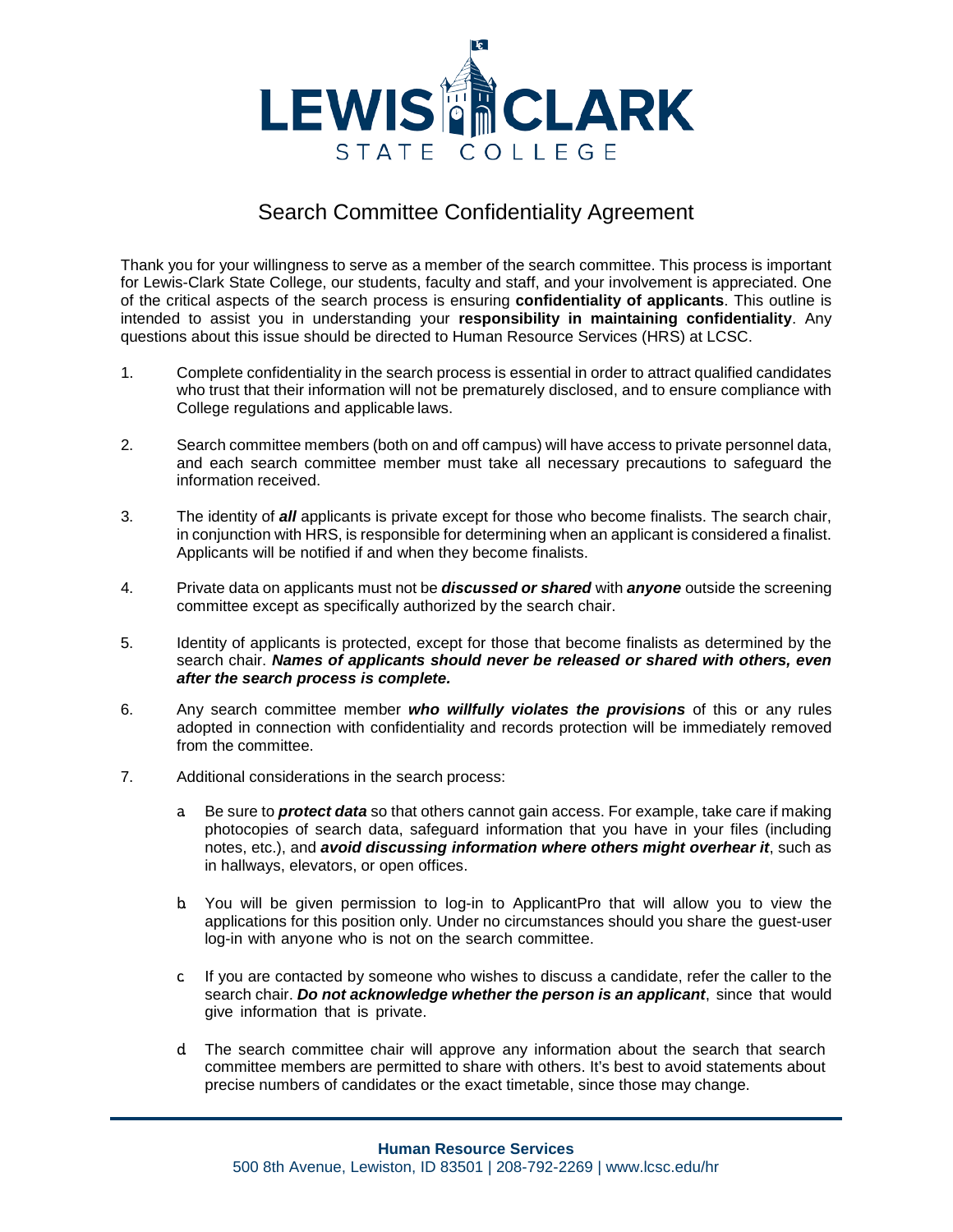# LEWIS CLARK STATE COLLEGE

## Search Committee Confidentiality Agreement

Thank you for your willingness to serve as a member of the search committee. This process is important for Lewis-Clark State College, our students, faculty and staff, and your involvement is appreciated. One of the critical aspects of the search process is ensuring **confidentiality of applicants**. This outline is intended to assist you in understanding your **responsibility in maintaining confidentiality**. Any questions about this issue should be directed to Human Resource Services (HRS) at LCSC.

1. Complete confidentiality in the search process is essential in order to attract qualified candidates who trust that their information will not be prematurely disclosed, and to ensure compliance with College regulations and applicable laws.

2. Search committee members (both on and off campus) will have access to private personnel data, and each search committee member must take all necessary precautions to safeguard the information received.

3. The identity of ***all*** applicants is private except for those who become finalists. The search chair, in conjunction with HRS, is responsible for determining when an applicant is considered a finalist. Applicants will be notified if and when they become finalists.

4. Private data on applicants must not be ***discussed or shared*** with ***anyone*** outside the screening committee except as specifically authorized by the search chair.

5. Identity of applicants is protected, except for those that become finalists as determined by the search chair. ***Names of applicants should never be released or shared with others, even after the search process is complete.***

6. Any search committee member ***who willfully violates the provisions*** of this or any rules adopted in connection with confidentiality and records protection will be immediately removed from the committee.

7. Additional considerations in the search process:

   a. Be sure to ***protect data*** so that others cannot gain access. For example, take care if making photocopies of search data, safeguard information that you have in your files (including notes, etc.), and ***avoid discussing information where others might overhear it***, such as in hallways, elevators, or open offices.

   b. You will be given permission to log-in to ApplicantPro that will allow you to view the applications for this position only. Under no circumstances should you share the guest-user log-in with anyone who is not on the search committee.

   c. If you are contacted by someone who wishes to discuss a candidate, refer the caller to the search chair. ***Do not acknowledge whether the person is an applicant***, since that would give information that is private.

   d. The search committee chair will approve any information about the search that search committee members are permitted to share with others. It's best to avoid statements about precise numbers of candidates or the exact timetable, since those may change.

**Human Resource Services**
500 8th Avenue, Lewiston, ID 83501 | 208-792-2269 | www.lcsc.edu/hr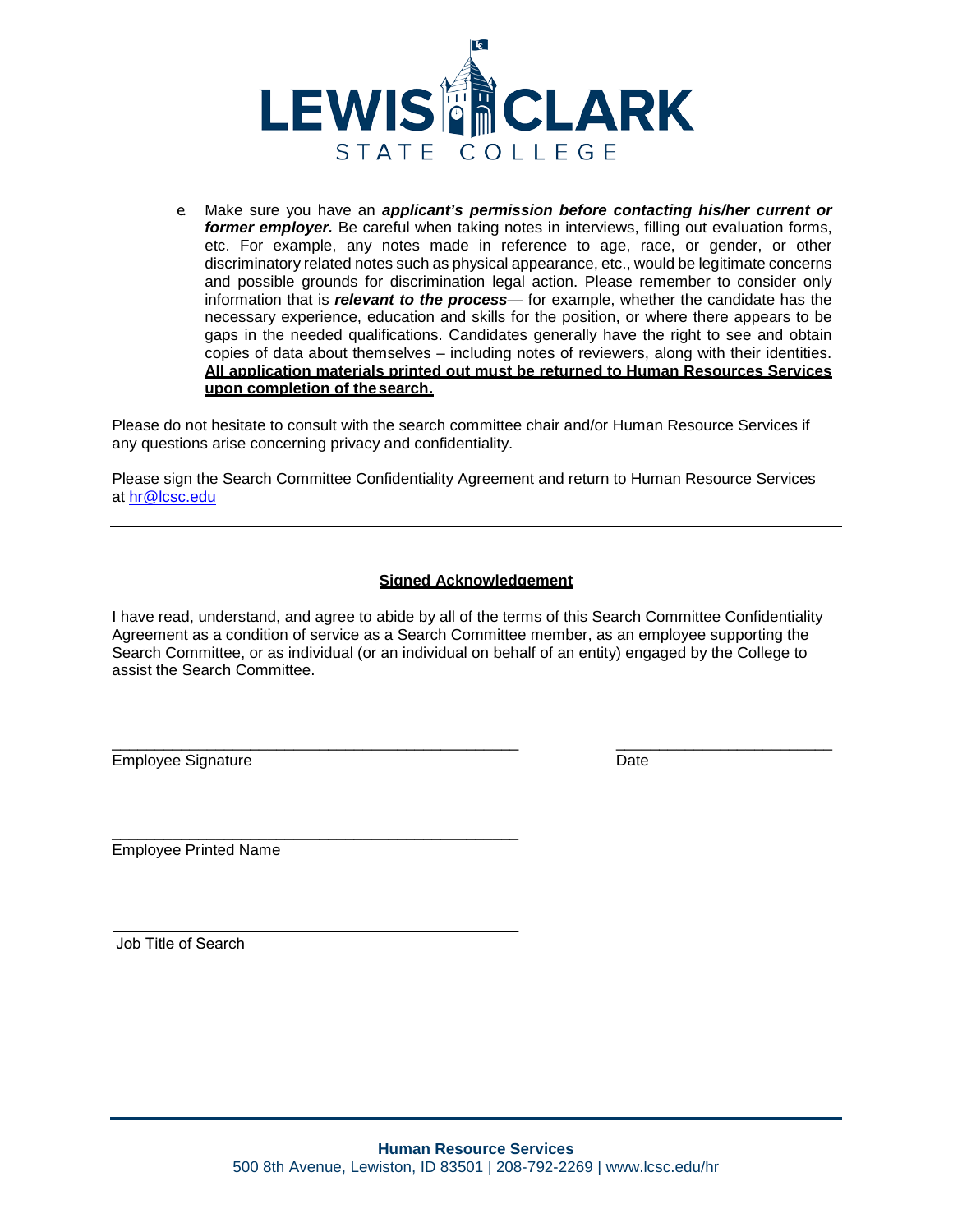e. Make sure you have an ***applicant's permission before contacting his/her current or former employer.*** Be careful when taking notes in interviews, filling out evaluation forms, etc. For example, any notes made in reference to age, race, or gender, or other discriminatory related notes such as physical appearance, etc., would be legitimate concerns and possible grounds for discrimination legal action. Please remember to consider only information that is ***relevant to the process***— for example, whether the candidate has the necessary experience, education and skills for the position, or where there appears to be gaps in the needed qualifications. Candidates generally have the right to see and obtain copies of data about themselves – including notes of reviewers, along with their identities. **All application materials printed out must be returned to Human Resources Services upon completion of the search.**

Please do not hesitate to consult with the search committee chair and/or Human Resource Services if any questions arise concerning privacy and confidentiality.

Please sign the Search Committee Confidentiality Agreement and return to Human Resource Services at hr@lcsc.edu

---

**Signed Acknowledgement**

I have read, understand, and agree to abide by all of the terms of this Search Committee Confidentiality Agreement as a condition of service as a Search Committee member, as an employee supporting the Search Committee, or as individual (or an individual on behalf of an entity) engaged by the College to assist the Search Committee.

_______________________________________________ _________________________

Employee Signature Date

_______________________________________________

Employee Printed Name

_______________________________________________

Job Title of Search

**Human Resource Services**
500 8th Avenue, Lewiston, ID 83501 | 208-792-2269 | www.lcsc.edu/hr